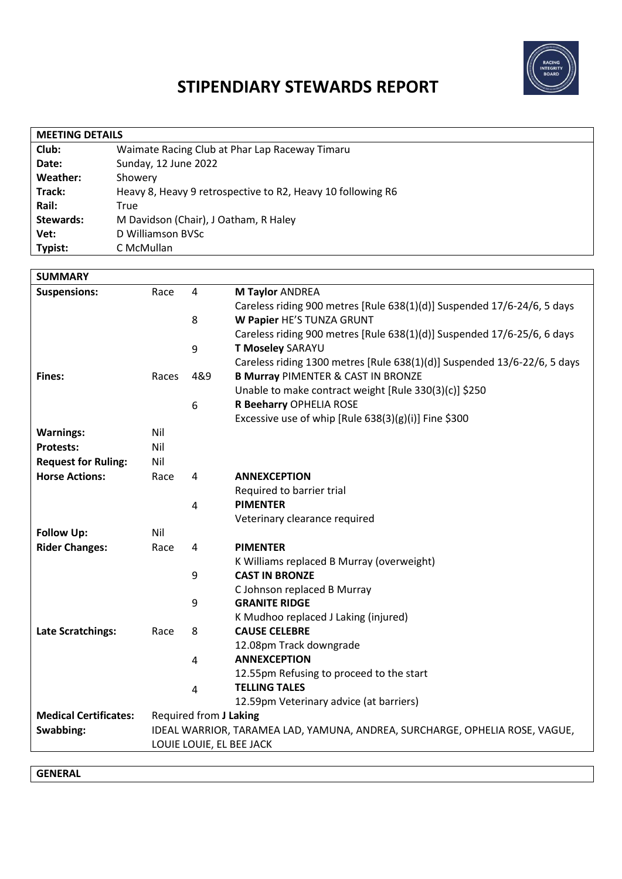# STIPENDIARY STEWARDS REPORT

| MEETING DETAILS | |
|---|---|
| **Club:** | Waimate Racing Club at Phar Lap Raceway Timaru |
| **Date:** | Sunday, 12 June 2022 |
| **Weather:** | Showery |
| **Track:** | Heavy 8, Heavy 9 retrospective to R2, Heavy 10 following R6 |
| **Rail:** | True |
| **Stewards:** | M Davidson (Chair), J Oatham, R Haley |
| **Vet:** | D Williamson BVSc |
| **Typist:** | C McMullan |

| SUMMARY | | | |
|---|---|---|---|
| **Suspensions:** | Race | 4 | **M Taylor** ANDREA |
| | | | Careless riding 900 metres [Rule 638(1)(d)] Suspended 17/6-24/6, 5 days |
| | | 8 | **W Papier** HE'S TUNZA GRUNT |
| | | | Careless riding 900 metres [Rule 638(1)(d)] Suspended 17/6-25/6, 6 days |
| | | 9 | **T Moseley** SARAYU |
| | | | Careless riding 1300 metres [Rule 638(1)(d)] Suspended 13/6-22/6, 5 days |
| **Fines:** | Races | 4&9 | **B Murray** PIMENTER & CAST IN BRONZE |
| | | | Unable to make contract weight [Rule 330(3)(c)] $250 |
| | | 6 | **R Beeharry** OPHELIA ROSE |
| | | | Excessive use of whip [Rule 638(3)(g)(i)] Fine $300 |
| **Warnings:** | Nil | | |
| **Protests:** | Nil | | |
| **Request for Ruling:** | Nil | | |
| **Horse Actions:** | Race | 4 | **ANNEXCEPTION** |
| | | | Required to barrier trial |
| | | 4 | **PIMENTER** |
| | | | Veterinary clearance required |
| **Follow Up:** | Nil | | |
| **Rider Changes:** | Race | 4 | **PIMENTER** |
| | | | K Williams replaced B Murray (overweight) |
| | | 9 | **CAST IN BRONZE** |
| | | | C Johnson replaced B Murray |
| | | 9 | **GRANITE RIDGE** |
| | | | K Mudhoo replaced J Laking (injured) |
| **Late Scratchings:** | Race | 8 | **CAUSE CELEBRE** |
| | | | 12.08pm Track downgrade |
| | | 4 | **ANNEXCEPTION** |
| | | | 12.55pm Refusing to proceed to the start |
| | | 4 | **TELLING TALES** |
| | | | 12.59pm Veterinary advice (at barriers) |
| **Medical Certificates:** | Required from **J Laking** | | |
| **Swabbing:** | IDEAL WARRIOR, TARAMEA LAD, YAMUNA, ANDREA, SURCHARGE, OPHELIA ROSE, VAGUE, LOUIE LOUIE, EL BEE JACK | | |

**GENERAL**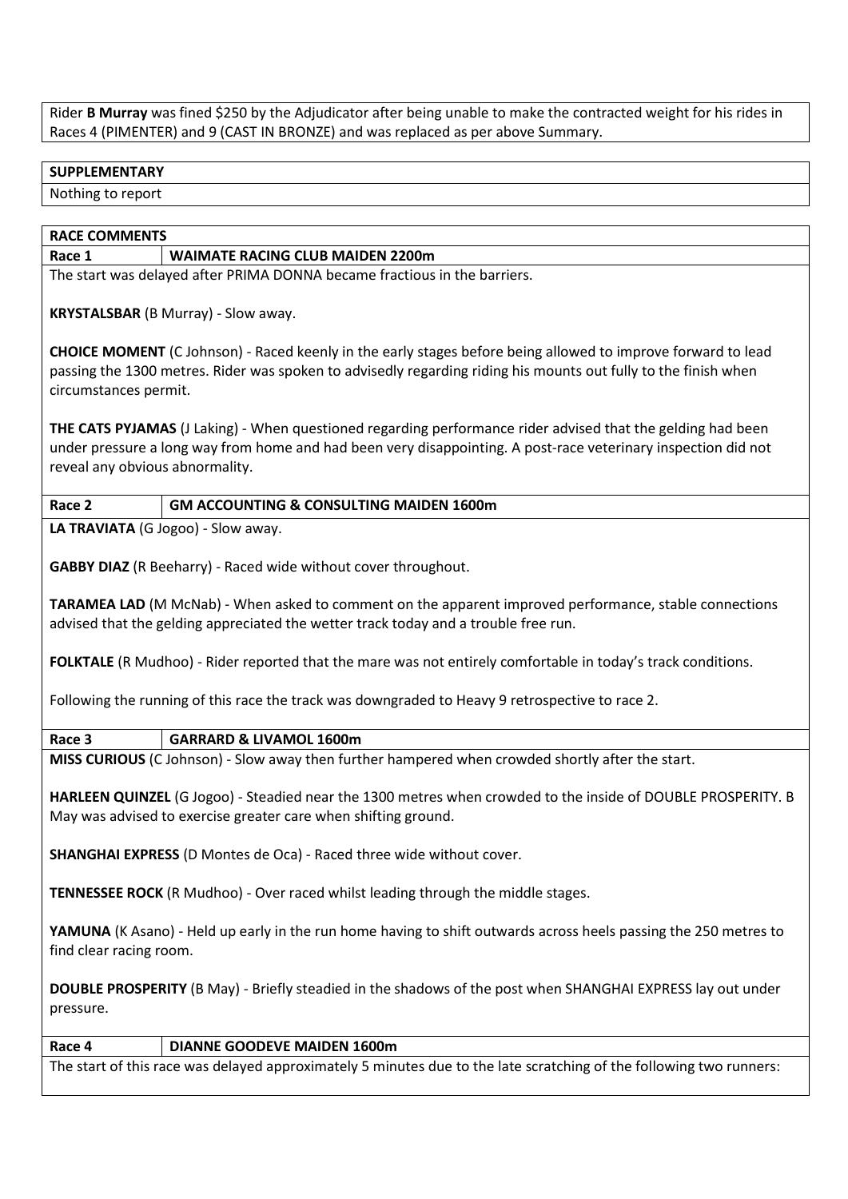Rider **B Murray** was fined $250 by the Adjudicator after being unable to make the contracted weight for his rides in Races 4 (PIMENTER) and 9 (CAST IN BRONZE) and was replaced as per above Summary.

## SUPPLEMENTARY

Nothing to report

## RACE COMMENTS

### Race 1 — WAIMATE RACING CLUB MAIDEN 2200m

The start was delayed after PRIMA DONNA became fractious in the barriers.

**KRYSTALSBAR** (B Murray) - Slow away.

**CHOICE MOMENT** (C Johnson) - Raced keenly in the early stages before being allowed to improve forward to lead passing the 1300 metres. Rider was spoken to advisedly regarding riding his mounts out fully to the finish when circumstances permit.

**THE CATS PYJAMAS** (J Laking) - When questioned regarding performance rider advised that the gelding had been under pressure a long way from home and had been very disappointing. A post-race veterinary inspection did not reveal any obvious abnormality.

### Race 2 — GM ACCOUNTING & CONSULTING MAIDEN 1600m

**LA TRAVIATA** (G Jogoo) - Slow away.

**GABBY DIAZ** (R Beeharry) - Raced wide without cover throughout.

**TARAMEA LAD** (M McNab) - When asked to comment on the apparent improved performance, stable connections advised that the gelding appreciated the wetter track today and a trouble free run.

**FOLKTALE** (R Mudhoo) - Rider reported that the mare was not entirely comfortable in today's track conditions.

Following the running of this race the track was downgraded to Heavy 9 retrospective to race 2.

### Race 3 — GARRARD & LIVAMOL 1600m

**MISS CURIOUS** (C Johnson) - Slow away then further hampered when crowded shortly after the start.

**HARLEEN QUINZEL** (G Jogoo) - Steadied near the 1300 metres when crowded to the inside of DOUBLE PROSPERITY. B May was advised to exercise greater care when shifting ground.

**SHANGHAI EXPRESS** (D Montes de Oca) - Raced three wide without cover.

**TENNESSEE ROCK** (R Mudhoo) - Over raced whilst leading through the middle stages.

**YAMUNA** (K Asano) - Held up early in the run home having to shift outwards across heels passing the 250 metres to find clear racing room.

**DOUBLE PROSPERITY** (B May) - Briefly steadied in the shadows of the post when SHANGHAI EXPRESS lay out under pressure.

### Race 4 — DIANNE GOODEVE MAIDEN 1600m

The start of this race was delayed approximately 5 minutes due to the late scratching of the following two runners: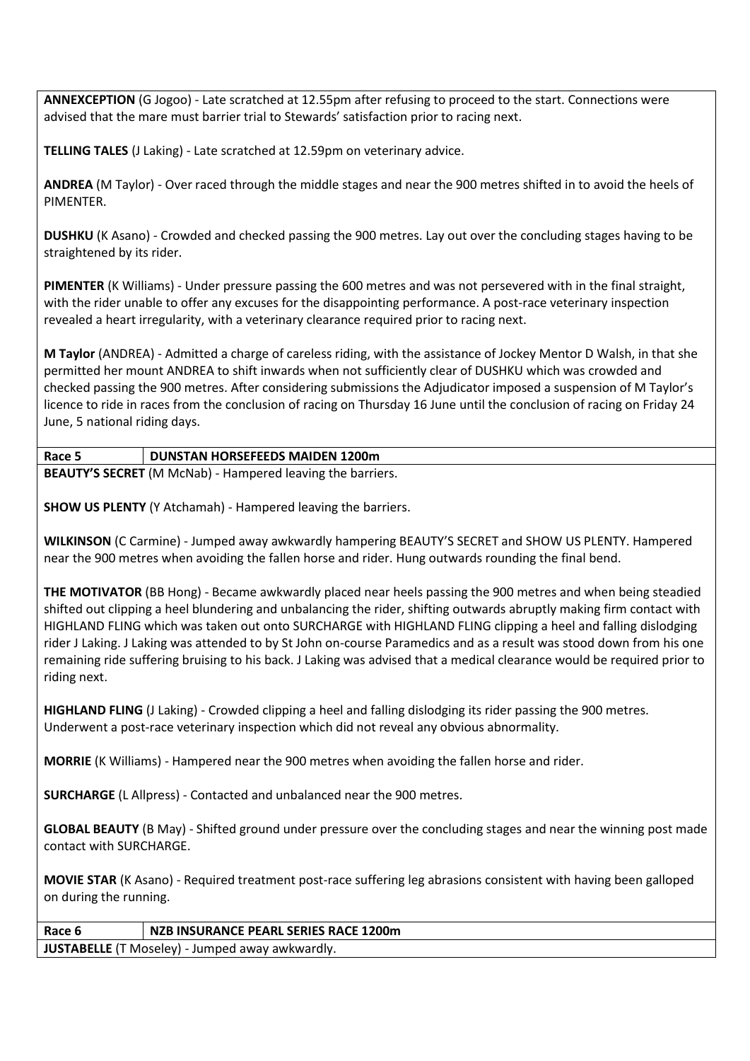**ANNEXCEPTION** (G Jogoo) - Late scratched at 12.55pm after refusing to proceed to the start. Connections were advised that the mare must barrier trial to Stewards' satisfaction prior to racing next.

**TELLING TALES** (J Laking) - Late scratched at 12.59pm on veterinary advice.

**ANDREA** (M Taylor) - Over raced through the middle stages and near the 900 metres shifted in to avoid the heels of PIMENTER.

**DUSHKU** (K Asano) - Crowded and checked passing the 900 metres. Lay out over the concluding stages having to be straightened by its rider.

**PIMENTER** (K Williams) - Under pressure passing the 600 metres and was not persevered with in the final straight, with the rider unable to offer any excuses for the disappointing performance. A post-race veterinary inspection revealed a heart irregularity, with a veterinary clearance required prior to racing next.

**M Taylor** (ANDREA) - Admitted a charge of careless riding, with the assistance of Jockey Mentor D Walsh, in that she permitted her mount ANDREA to shift inwards when not sufficiently clear of DUSHKU which was crowded and checked passing the 900 metres. After considering submissions the Adjudicator imposed a suspension of M Taylor's licence to ride in races from the conclusion of racing on Thursday 16 June until the conclusion of racing on Friday 24 June, 5 national riding days.

| Race 5 | DUNSTAN HORSEFEEDS MAIDEN 1200m |
|---|---|

**BEAUTY'S SECRET** (M McNab) - Hampered leaving the barriers.

**SHOW US PLENTY** (Y Atchamah) - Hampered leaving the barriers.

**WILKINSON** (C Carmine) - Jumped away awkwardly hampering BEAUTY'S SECRET and SHOW US PLENTY. Hampered near the 900 metres when avoiding the fallen horse and rider. Hung outwards rounding the final bend.

**THE MOTIVATOR** (BB Hong) - Became awkwardly placed near heels passing the 900 metres and when being steadied shifted out clipping a heel blundering and unbalancing the rider, shifting outwards abruptly making firm contact with HIGHLAND FLING which was taken out onto SURCHARGE with HIGHLAND FLING clipping a heel and falling dislodging rider J Laking. J Laking was attended to by St John on-course Paramedics and as a result was stood down from his one remaining ride suffering bruising to his back. J Laking was advised that a medical clearance would be required prior to riding next.

**HIGHLAND FLING** (J Laking) - Crowded clipping a heel and falling dislodging its rider passing the 900 metres. Underwent a post-race veterinary inspection which did not reveal any obvious abnormality.

**MORRIE** (K Williams) - Hampered near the 900 metres when avoiding the fallen horse and rider.

**SURCHARGE** (L Allpress) - Contacted and unbalanced near the 900 metres.

**GLOBAL BEAUTY** (B May) - Shifted ground under pressure over the concluding stages and near the winning post made contact with SURCHARGE.

**MOVIE STAR** (K Asano) - Required treatment post-race suffering leg abrasions consistent with having been galloped on during the running.

| Race 6 | NZB INSURANCE PEARL SERIES RACE 1200m |
|---|---|

**JUSTABELLE** (T Moseley) - Jumped away awkwardly.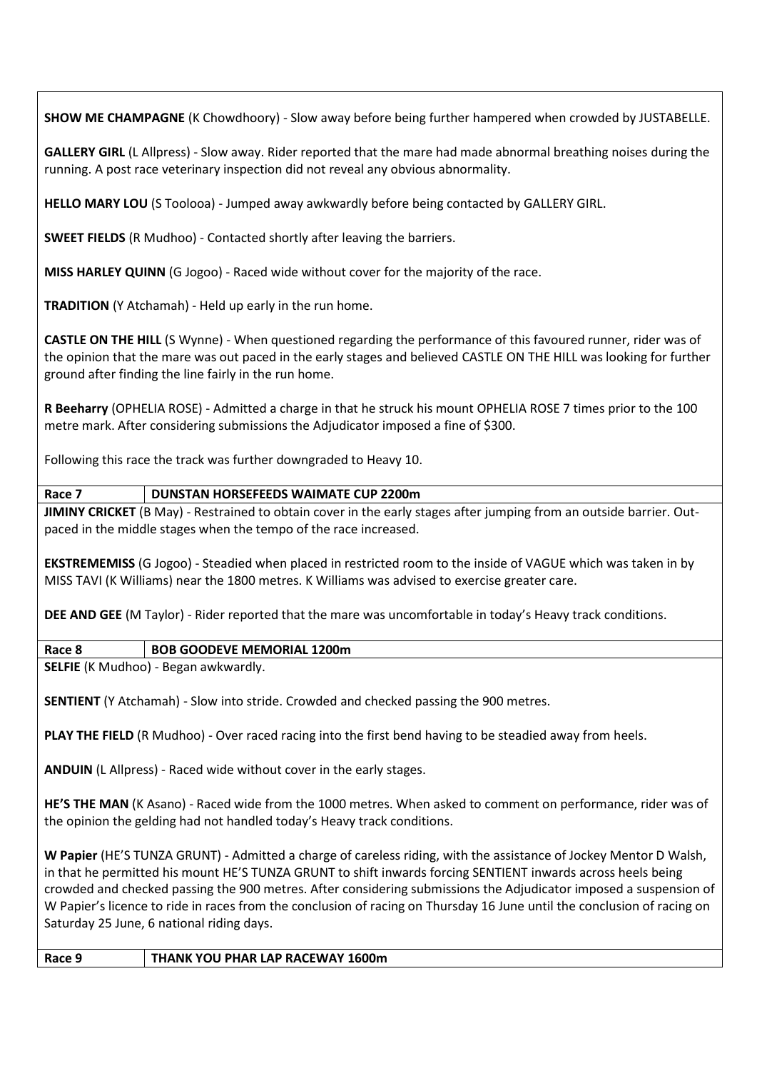**SHOW ME CHAMPAGNE** (K Chowdhoory) - Slow away before being further hampered when crowded by JUSTABELLE.

**GALLERY GIRL** (L Allpress) - Slow away. Rider reported that the mare had made abnormal breathing noises during the running. A post race veterinary inspection did not reveal any obvious abnormality.

**HELLO MARY LOU** (S Toolooa) - Jumped away awkwardly before being contacted by GALLERY GIRL.

**SWEET FIELDS** (R Mudhoo) - Contacted shortly after leaving the barriers.

**MISS HARLEY QUINN** (G Jogoo) - Raced wide without cover for the majority of the race.

**TRADITION** (Y Atchamah) - Held up early in the run home.

**CASTLE ON THE HILL** (S Wynne) - When questioned regarding the performance of this favoured runner, rider was of the opinion that the mare was out paced in the early stages and believed CASTLE ON THE HILL was looking for further ground after finding the line fairly in the run home.

**R Beeharry** (OPHELIA ROSE) - Admitted a charge in that he struck his mount OPHELIA ROSE 7 times prior to the 100 metre mark. After considering submissions the Adjudicator imposed a fine of $300.

Following this race the track was further downgraded to Heavy 10.

| **Race 7** | **DUNSTAN HORSEFEEDS WAIMATE CUP 2200m** |
|---|---|

**JIMINY CRICKET** (B May) - Restrained to obtain cover in the early stages after jumping from an outside barrier. Out-paced in the middle stages when the tempo of the race increased.

**EKSTREMEMISS** (G Jogoo) - Steadied when placed in restricted room to the inside of VAGUE which was taken in by MISS TAVI (K Williams) near the 1800 metres. K Williams was advised to exercise greater care.

**DEE AND GEE** (M Taylor) - Rider reported that the mare was uncomfortable in today's Heavy track conditions.

| **Race 8** | **BOB GOODEVE MEMORIAL 1200m** |
|---|---|

**SELFIE** (K Mudhoo) - Began awkwardly.

**SENTIENT** (Y Atchamah) - Slow into stride. Crowded and checked passing the 900 metres.

**PLAY THE FIELD** (R Mudhoo) - Over raced racing into the first bend having to be steadied away from heels.

**ANDUIN** (L Allpress) - Raced wide without cover in the early stages.

**HE'S THE MAN** (K Asano) - Raced wide from the 1000 metres. When asked to comment on performance, rider was of the opinion the gelding had not handled today's Heavy track conditions.

**W Papier** (HE'S TUNZA GRUNT) - Admitted a charge of careless riding, with the assistance of Jockey Mentor D Walsh, in that he permitted his mount HE'S TUNZA GRUNT to shift inwards forcing SENTIENT inwards across heels being crowded and checked passing the 900 metres. After considering submissions the Adjudicator imposed a suspension of W Papier's licence to ride in races from the conclusion of racing on Thursday 16 June until the conclusion of racing on Saturday 25 June, 6 national riding days.

| **Race 9** | **THANK YOU PHAR LAP RACEWAY 1600m** |
|---|---|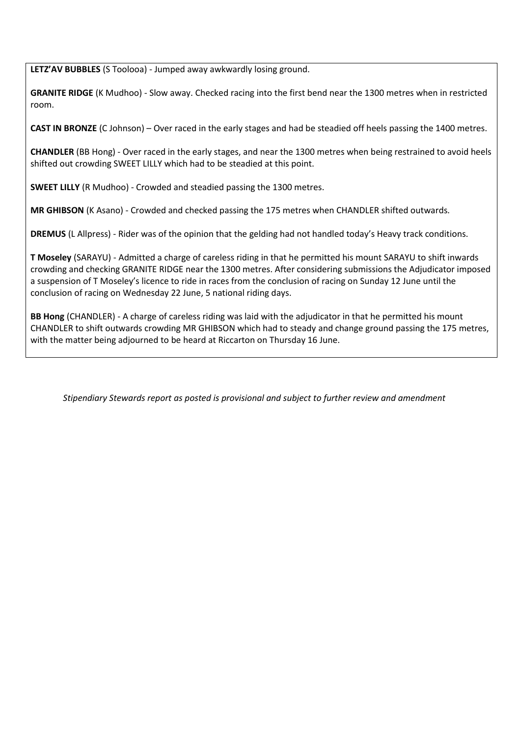**LETZ'AV BUBBLES** (S Toolooa) - Jumped away awkwardly losing ground.

**GRANITE RIDGE** (K Mudhoo) - Slow away. Checked racing into the first bend near the 1300 metres when in restricted room.

**CAST IN BRONZE** (C Johnson) – Over raced in the early stages and had be steadied off heels passing the 1400 metres.

**CHANDLER** (BB Hong) - Over raced in the early stages, and near the 1300 metres when being restrained to avoid heels shifted out crowding SWEET LILLY which had to be steadied at this point.

**SWEET LILLY** (R Mudhoo) - Crowded and steadied passing the 1300 metres.

**MR GHIBSON** (K Asano) - Crowded and checked passing the 175 metres when CHANDLER shifted outwards.

**DREMUS** (L Allpress) - Rider was of the opinion that the gelding had not handled today's Heavy track conditions.

**T Moseley** (SARAYU) - Admitted a charge of careless riding in that he permitted his mount SARAYU to shift inwards crowding and checking GRANITE RIDGE near the 1300 metres. After considering submissions the Adjudicator imposed a suspension of T Moseley's licence to ride in races from the conclusion of racing on Sunday 12 June until the conclusion of racing on Wednesday 22 June, 5 national riding days.

**BB Hong** (CHANDLER) - A charge of careless riding was laid with the adjudicator in that he permitted his mount CHANDLER to shift outwards crowding MR GHIBSON which had to steady and change ground passing the 175 metres, with the matter being adjourned to be heard at Riccarton on Thursday 16 June.

*Stipendiary Stewards report as posted is provisional and subject to further review and amendment*